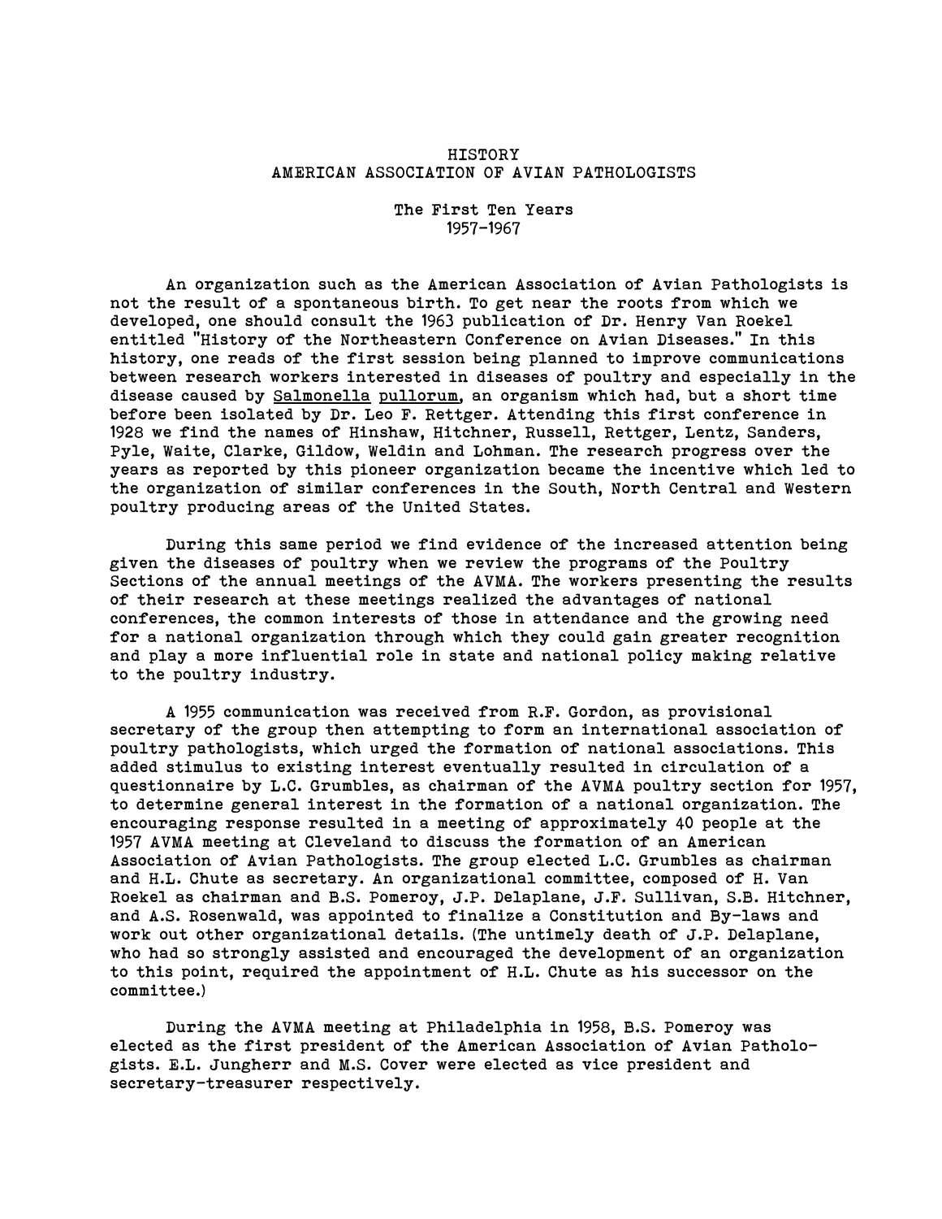# HISTORY
# AMERICAN ASSOCIATION OF AVIAN PATHOLOGISTS

## The First Ten Years
## 1957-1967

An organization such as the American Association of Avian Pathologists is not the result of a spontaneous birth. To get near the roots from which we developed, one should consult the 1963 publication of Dr. Henry Van Roekel entitled "History of the Northeastern Conference on Avian Diseases." In this history, one reads of the first session being planned to improve communications between research workers interested in diseases of poultry and especially in the disease caused by Salmonella pullorum, an organism which had, but a short time before been isolated by Dr. Leo F. Rettger. Attending this first conference in 1928 we find the names of Hinshaw, Hitchner, Russell, Rettger, Lentz, Sanders, Pyle, Waite, Clarke, Gildow, Weldin and Lohman. The research progress over the years as reported by this pioneer organization became the incentive which led to the organization of similar conferences in the South, North Central and Western poultry producing areas of the United States.

During this same period we find evidence of the increased attention being given the diseases of poultry when we review the programs of the Poultry Sections of the annual meetings of the AVMA. The workers presenting the results of their research at these meetings realized the advantages of national conferences, the common interests of those in attendance and the growing need for a national organization through which they could gain greater recognition and play a more influential role in state and national policy making relative to the poultry industry.

A 1955 communication was received from R.F. Gordon, as provisional secretary of the group then attempting to form an international association of poultry pathologists, which urged the formation of national associations. This added stimulus to existing interest eventually resulted in circulation of a questionnaire by L.C. Grumbles, as chairman of the AVMA poultry section for 1957, to determine general interest in the formation of a national organization. The encouraging response resulted in a meeting of approximately 40 people at the 1957 AVMA meeting at Cleveland to discuss the formation of an American Association of Avian Pathologists. The group elected L.C. Grumbles as chairman and H.L. Chute as secretary. An organizational committee, composed of H. Van Roekel as chairman and B.S. Pomeroy, J.P. Delaplane, J.F. Sullivan, S.B. Hitchner, and A.S. Rosenwald, was appointed to finalize a Constitution and By-laws and work out other organizational details. (The untimely death of J.P. Delaplane, who had so strongly assisted and encouraged the development of an organization to this point, required the appointment of H.L. Chute as his successor on the committee.)

During the AVMA meeting at Philadelphia in 1958, B.S. Pomeroy was elected as the first president of the American Association of Avian Pathologists. E.L. Jungherr and M.S. Cover were elected as vice president and secretary-treasurer respectively.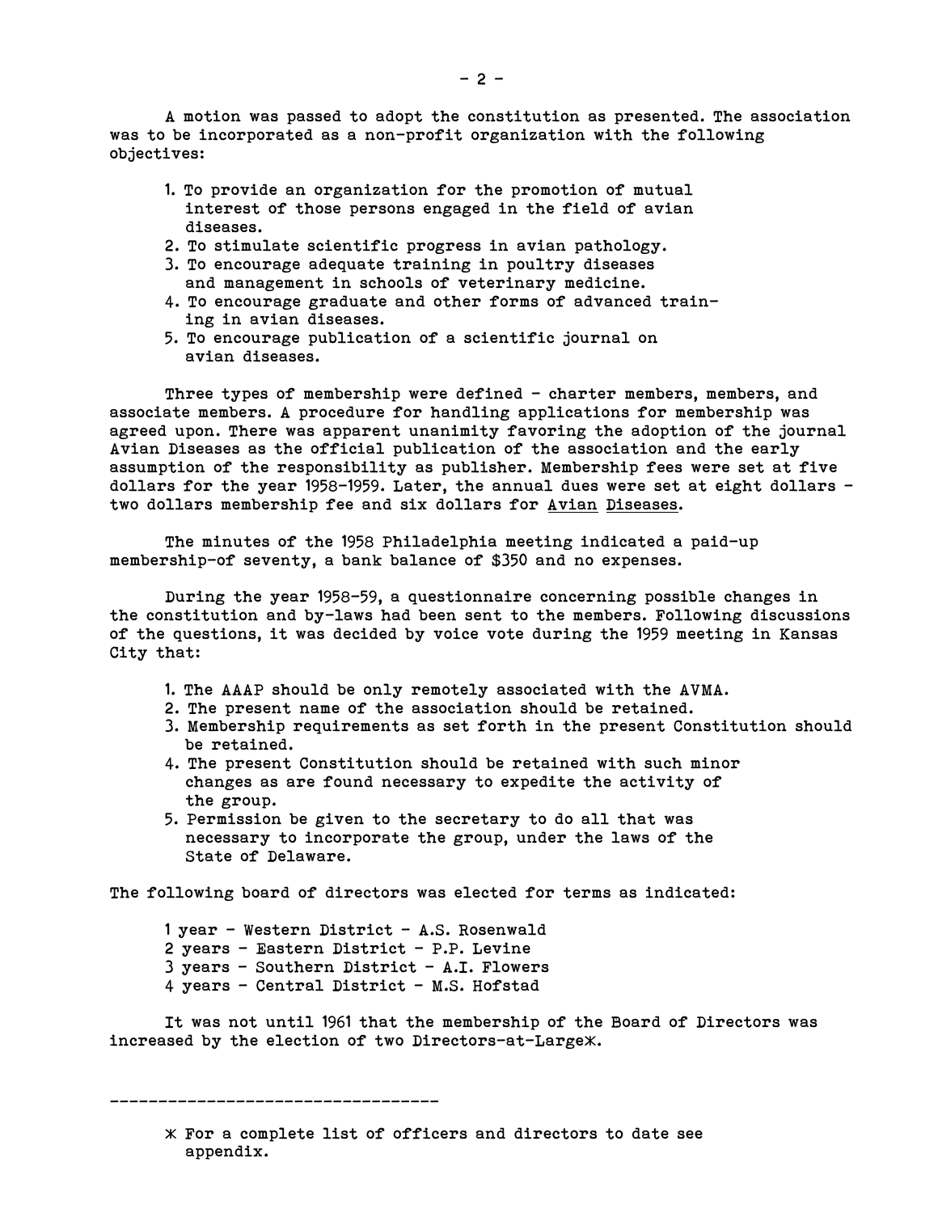A motion was passed to adopt the constitution as presented. The association was to be incorporated as a non-profit organization with the following objectives:

1. To provide an organization for the promotion of mutual interest of those persons engaged in the field of avian diseases.
2. To stimulate scientific progress in avian pathology.
3. To encourage adequate training in poultry diseases and management in schools of veterinary medicine.
4. To encourage graduate and other forms of advanced training in avian diseases.
5. To encourage publication of a scientific journal on avian diseases.

Three types of membership were defined - charter members, members, and associate members. A procedure for handling applications for membership was agreed upon. There was apparent unanimity favoring the adoption of the journal Avian Diseases as the official publication of the association and the early assumption of the responsibility as publisher. Membership fees were set at five dollars for the year 1958-1959. Later, the annual dues were set at eight dollars - two dollars membership fee and six dollars for Avian Diseases.

The minutes of the 1958 Philadelphia meeting indicated a paid-up membership-of seventy, a bank balance of $350 and no expenses.

During the year 1958-59, a questionnaire concerning possible changes in the constitution and by-laws had been sent to the members. Following discussions of the questions, it was decided by voice vote during the 1959 meeting in Kansas City that:

1. The AAAP should be only remotely associated with the AVMA.
2. The present name of the association should be retained.
3. Membership requirements as set forth in the present Constitution should be retained.
4. The present Constitution should be retained with such minor changes as are found necessary to expedite the activity of the group.
5. Permission be given to the secretary to do all that was necessary to incorporate the group, under the laws of the State of Delaware.

The following board of directors was elected for terms as indicated:

1 year - Western District - A.S. Rosenwald
2 years - Eastern District - P.P. Levine
3 years - Southern District - A.I. Flowers
4 years - Central District - M.S. Hofstad

It was not until 1961 that the membership of the Board of Directors was increased by the election of two Directors-at-Large*.

---

\* For a complete list of officers and directors to date see appendix.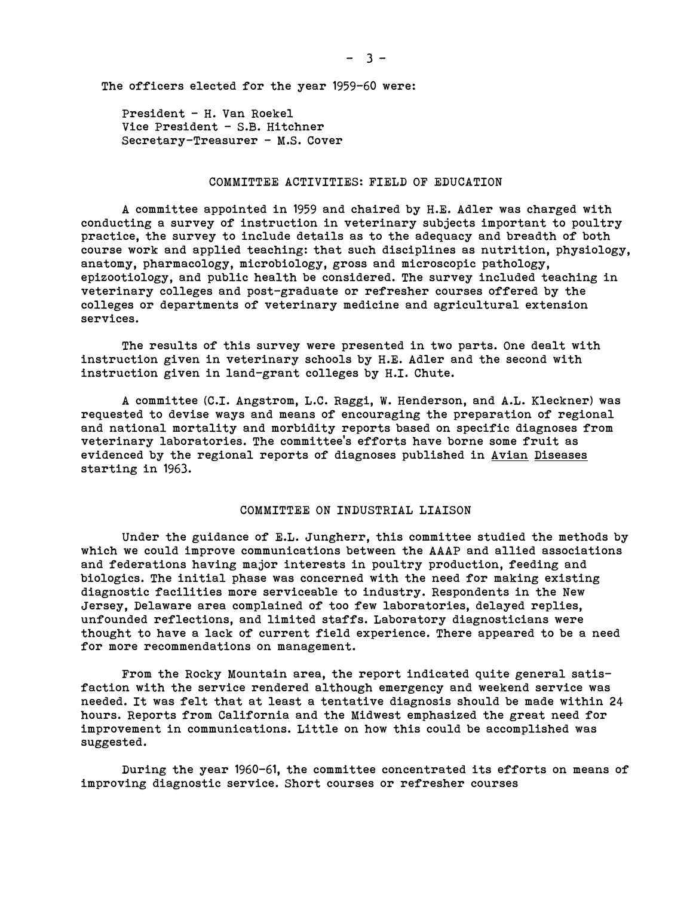The officers elected for the year 1959-60 were:

President - H. Van Roekel
Vice President - S.B. Hitchner
Secretary-Treasurer - M.S. Cover

## COMMITTEE ACTIVITIES: FIELD OF EDUCATION

A committee appointed in 1959 and chaired by H.E. Adler was charged with conducting a survey of instruction in veterinary subjects important to poultry practice, the survey to include details as to the adequacy and breadth of both course work and applied teaching: that such disciplines as nutrition, physiology, anatomy, pharmacology, microbiology, gross and microscopic pathology, epizootiology, and public health be considered. The survey included teaching in veterinary colleges and post-graduate or refresher courses offered by the colleges or departments of veterinary medicine and agricultural extension services.

The results of this survey were presented in two parts. One dealt with instruction given in veterinary schools by H.E. Adler and the second with instruction given in land-grant colleges by H.I. Chute.

A committee (C.I. Angstrom, L.C. Raggi, W. Henderson, and A.L. Kleckner) was requested to devise ways and means of encouraging the preparation of regional and national mortality and morbidity reports based on specific diagnoses from veterinary laboratories. The committee's efforts have borne some fruit as evidenced by the regional reports of diagnoses published in Avian Diseases starting in 1963.

## COMMITTEE ON INDUSTRIAL LIAISON

Under the guidance of E.L. Jungherr, this committee studied the methods by which we could improve communications between the AAAP and allied associations and federations having major interests in poultry production, feeding and biologics. The initial phase was concerned with the need for making existing diagnostic facilities more serviceable to industry. Respondents in the New Jersey, Delaware area complained of too few laboratories, delayed replies, unfounded reflections, and limited staffs. Laboratory diagnosticians were thought to have a lack of current field experience. There appeared to be a need for more recommendations on management.

From the Rocky Mountain area, the report indicated quite general satisfaction with the service rendered although emergency and weekend service was needed. It was felt that at least a tentative diagnosis should be made within 24 hours. Reports from California and the Midwest emphasized the great need for improvement in communications. Little on how this could be accomplished was suggested.

During the year 1960-61, the committee concentrated its efforts on means of improving diagnostic service. Short courses or refresher courses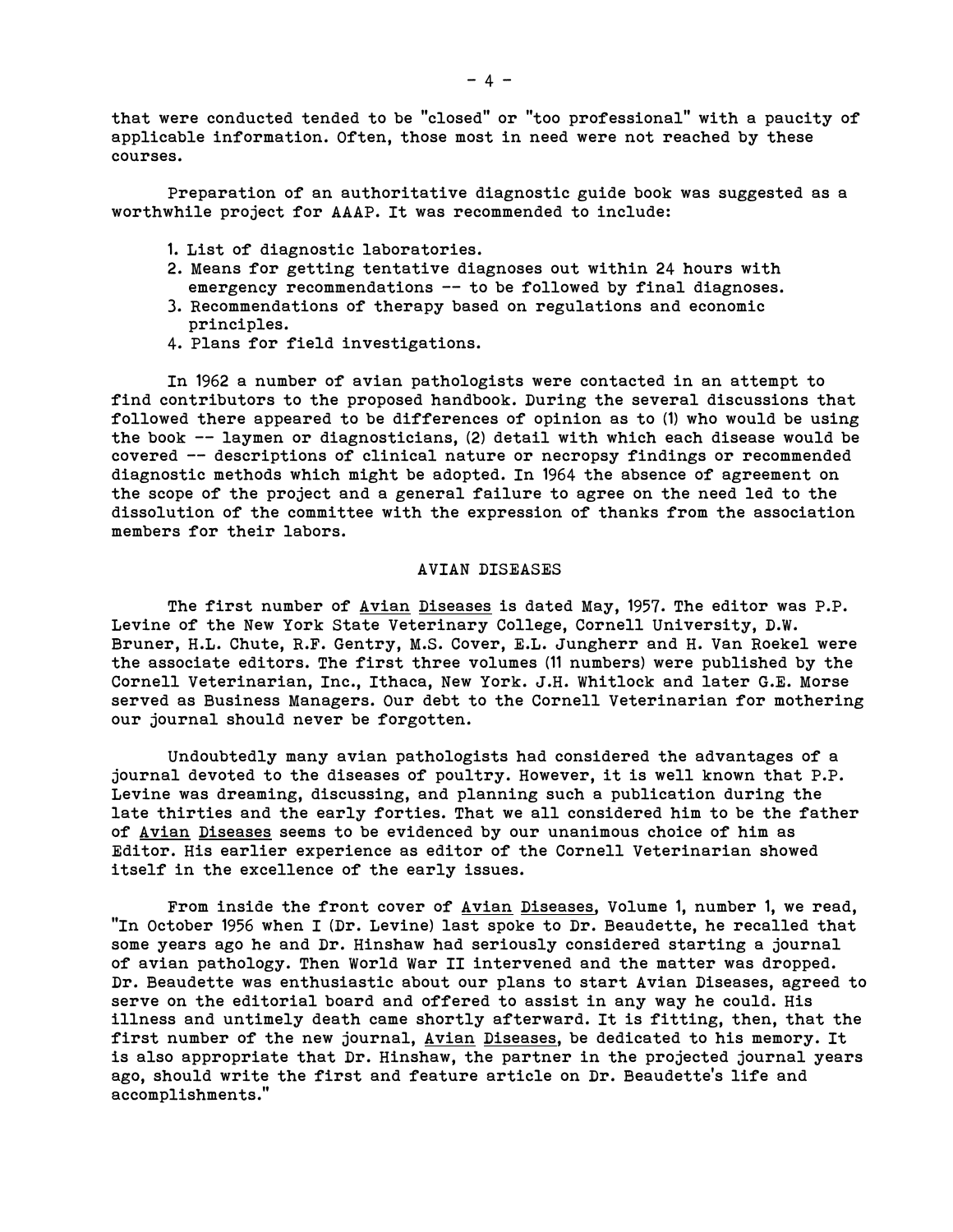that were conducted tended to be "closed" or "too professional" with a paucity of applicable information. Often, those most in need were not reached by these courses.

Preparation of an authoritative diagnostic guide book was suggested as a worthwhile project for AAAP. It was recommended to include:

1. List of diagnostic laboratories.
2. Means for getting tentative diagnoses out within 24 hours with emergency recommendations -- to be followed by final diagnoses.
3. Recommendations of therapy based on regulations and economic principles.
4. Plans for field investigations.

In 1962 a number of avian pathologists were contacted in an attempt to find contributors to the proposed handbook. During the several discussions that followed there appeared to be differences of opinion as to (1) who would be using the book -- laymen or diagnosticians, (2) detail with which each disease would be covered -- descriptions of clinical nature or necropsy findings or recommended diagnostic methods which might be adopted. In 1964 the absence of agreement on the scope of the project and a general failure to agree on the need led to the dissolution of the committee with the expression of thanks from the association members for their labors.

## AVIAN DISEASES

The first number of *Avian Diseases* is dated May, 1957. The editor was P.P. Levine of the New York State Veterinary College, Cornell University, D.W. Bruner, H.L. Chute, R.F. Gentry, M.S. Cover, E.L. Jungherr and H. Van Roekel were the associate editors. The first three volumes (11 numbers) were published by the Cornell Veterinarian, Inc., Ithaca, New York. J.H. Whitlock and later G.E. Morse served as Business Managers. Our debt to the Cornell Veterinarian for mothering our journal should never be forgotten.

Undoubtedly many avian pathologists had considered the advantages of a journal devoted to the diseases of poultry. However, it is well known that P.P. Levine was dreaming, discussing, and planning such a publication during the late thirties and the early forties. That we all considered him to be the father of *Avian Diseases* seems to be evidenced by our unanimous choice of him as Editor. His earlier experience as editor of the Cornell Veterinarian showed itself in the excellence of the early issues.

From inside the front cover of *Avian Diseases*, Volume 1, number 1, we read, "In October 1956 when I (Dr. Levine) last spoke to Dr. Beaudette, he recalled that some years ago he and Dr. Hinshaw had seriously considered starting a journal of avian pathology. Then World War II intervened and the matter was dropped. Dr. Beaudette was enthusiastic about our plans to start Avian Diseases, agreed to serve on the editorial board and offered to assist in any way he could. His illness and untimely death came shortly afterward. It is fitting, then, that the first number of the new journal, *Avian Diseases*, be dedicated to his memory. It is also appropriate that Dr. Hinshaw, the partner in the projected journal years ago, should write the first and feature article on Dr. Beaudette's life and accomplishments."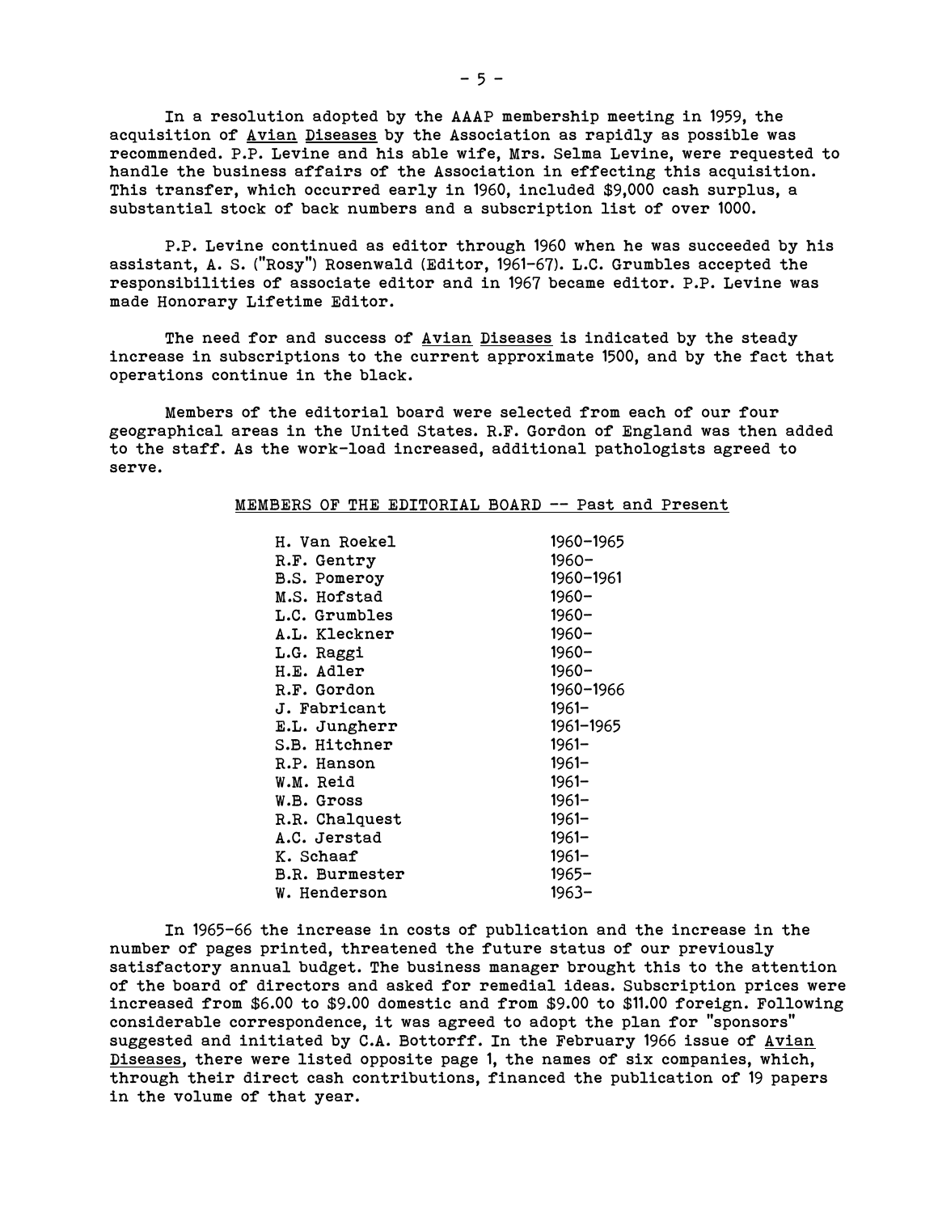In a resolution adopted by the AAAP membership meeting in 1959, the acquisition of Avian Diseases by the Association as rapidly as possible was recommended. P.P. Levine and his able wife, Mrs. Selma Levine, were requested to handle the business affairs of the Association in effecting this acquisition. This transfer, which occurred early in 1960, included $9,000 cash surplus, a substantial stock of back numbers and a subscription list of over 1000.

P.P. Levine continued as editor through 1960 when he was succeeded by his assistant, A. S. ("Rosy") Rosenwald (Editor, 1961-67). L.C. Grumbles accepted the responsibilities of associate editor and in 1967 became editor. P.P. Levine was made Honorary Lifetime Editor.

The need for and success of Avian Diseases is indicated by the steady increase in subscriptions to the current approximate 1500, and by the fact that operations continue in the black.

Members of the editorial board were selected from each of our four geographical areas in the United States. R.F. Gordon of England was then added to the staff. As the work-load increased, additional pathologists agreed to serve.

MEMBERS OF THE EDITORIAL BOARD -- Past and Present

| Name | Years |
|---|---|
| H. Van Roekel | 1960-1965 |
| R.F. Gentry | 1960- |
| B.S. Pomeroy | 1960-1961 |
| M.S. Hofstad | 1960- |
| L.C. Grumbles | 1960- |
| A.L. Kleckner | 1960- |
| L.G. Raggi | 1960- |
| H.E. Adler | 1960- |
| R.F. Gordon | 1960-1966 |
| J. Fabricant | 1961- |
| E.L. Jungherr | 1961-1965 |
| S.B. Hitchner | 1961- |
| R.P. Hanson | 1961- |
| W.M. Reid | 1961- |
| W.B. Gross | 1961- |
| R.R. Chalquest | 1961- |
| A.C. Jerstad | 1961- |
| K. Schaaf | 1961- |
| B.R. Burmester | 1965- |
| W. Henderson | 1963- |

In 1965-66 the increase in costs of publication and the increase in the number of pages printed, threatened the future status of our previously satisfactory annual budget. The business manager brought this to the attention of the board of directors and asked for remedial ideas. Subscription prices were increased from $6.00 to $9.00 domestic and from $9.00 to $11.00 foreign. Following considerable correspondence, it was agreed to adopt the plan for "sponsors" suggested and initiated by C.A. Bottorff. In the February 1966 issue of Avian Diseases, there were listed opposite page 1, the names of six companies, which, through their direct cash contributions, financed the publication of 19 papers in the volume of that year.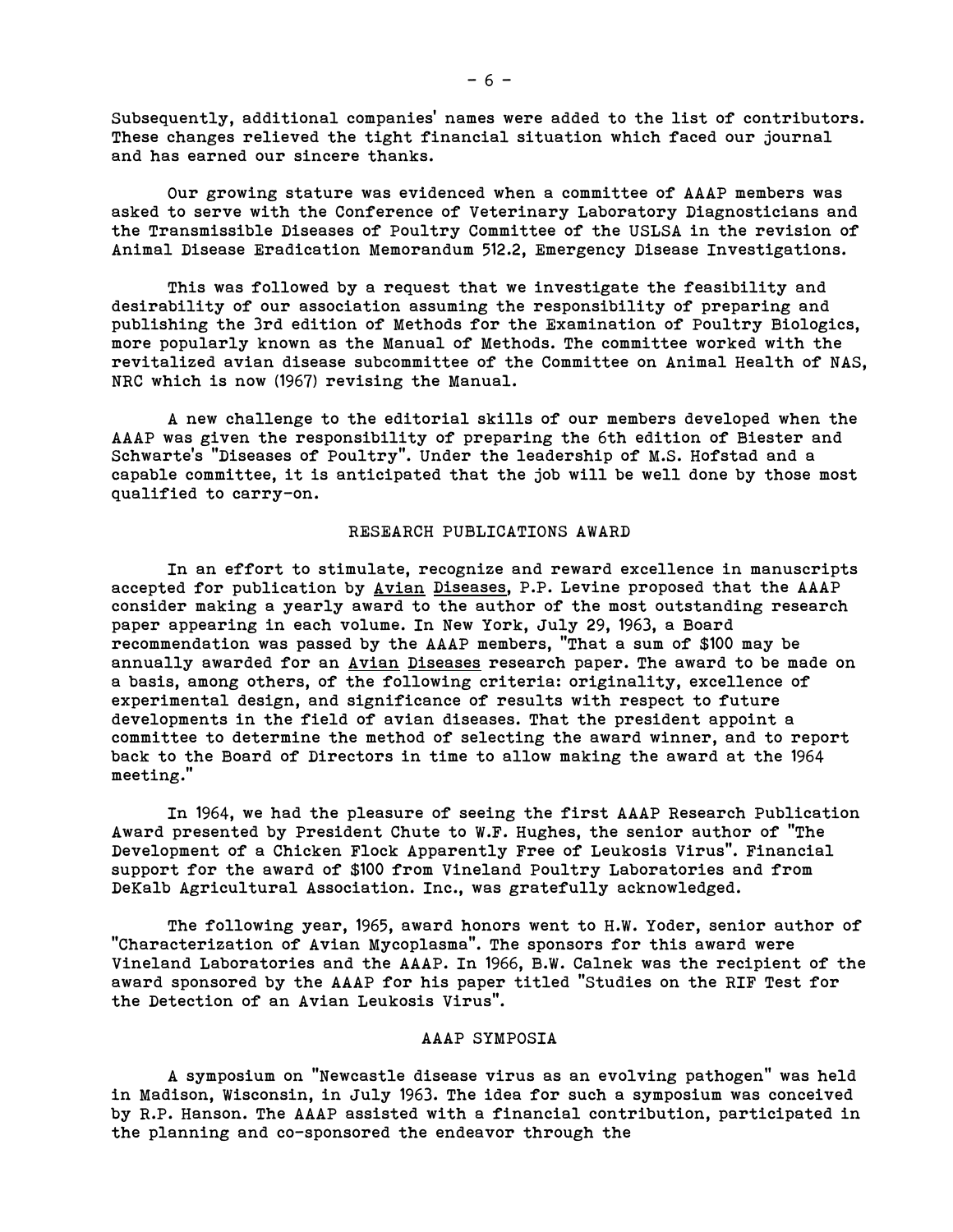Subsequently, additional companies' names were added to the list of contributors. These changes relieved the tight financial situation which faced our journal and has earned our sincere thanks.

Our growing stature was evidenced when a committee of AAAP members was asked to serve with the Conference of Veterinary Laboratory Diagnosticians and the Transmissible Diseases of Poultry Committee of the USLSA in the revision of Animal Disease Eradication Memorandum 512.2, Emergency Disease Investigations.

This was followed by a request that we investigate the feasibility and desirability of our association assuming the responsibility of preparing and publishing the 3rd edition of Methods for the Examination of Poultry Biologics, more popularly known as the Manual of Methods. The committee worked with the revitalized avian disease subcommittee of the Committee on Animal Health of NAS, NRC which is now (1967) revising the Manual.

A new challenge to the editorial skills of our members developed when the AAAP was given the responsibility of preparing the 6th edition of Biester and Schwarte's "Diseases of Poultry". Under the leadership of M.S. Hofstad and a capable committee, it is anticipated that the job will be well done by those most qualified to carry-on.

## RESEARCH PUBLICATIONS AWARD

In an effort to stimulate, recognize and reward excellence in manuscripts accepted for publication by Avian Diseases, P.P. Levine proposed that the AAAP consider making a yearly award to the author of the most outstanding research paper appearing in each volume. In New York, July 29, 1963, a Board recommendation was passed by the AAAP members, "That a sum of $100 may be annually awarded for an Avian Diseases research paper. The award to be made on a basis, among others, of the following criteria: originality, excellence of experimental design, and significance of results with respect to future developments in the field of avian diseases. That the president appoint a committee to determine the method of selecting the award winner, and to report back to the Board of Directors in time to allow making the award at the 1964 meeting."

In 1964, we had the pleasure of seeing the first AAAP Research Publication Award presented by President Chute to W.F. Hughes, the senior author of "The Development of a Chicken Flock Apparently Free of Leukosis Virus". Financial support for the award of $100 from Vineland Poultry Laboratories and from DeKalb Agricultural Association. Inc., was gratefully acknowledged.

The following year, 1965, award honors went to H.W. Yoder, senior author of "Characterization of Avian Mycoplasma". The sponsors for this award were Vineland Laboratories and the AAAP. In 1966, B.W. Calnek was the recipient of the award sponsored by the AAAP for his paper titled "Studies on the RIF Test for the Detection of an Avian Leukosis Virus".

## AAAP SYMPOSIA

A symposium on "Newcastle disease virus as an evolving pathogen" was held in Madison, Wisconsin, in July 1963. The idea for such a symposium was conceived by R.P. Hanson. The AAAP assisted with a financial contribution, participated in the planning and co-sponsored the endeavor through the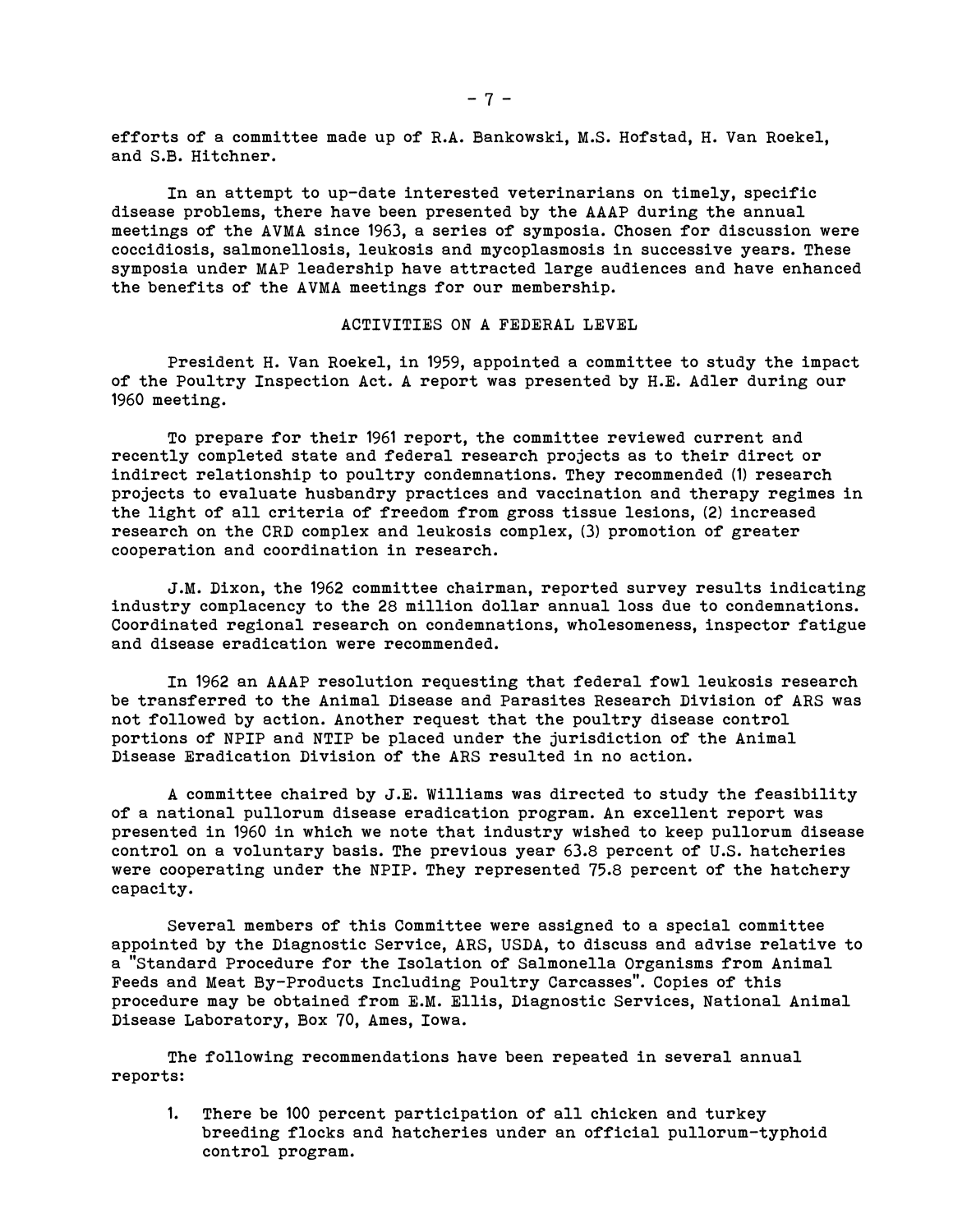efforts of a committee made up of R.A. Bankowski, M.S. Hofstad, H. Van Roekel, and S.B. Hitchner.

In an attempt to up-date interested veterinarians on timely, specific disease problems, there have been presented by the AAAP during the annual meetings of the AVMA since 1963, a series of symposia. Chosen for discussion were coccidiosis, salmonellosis, leukosis and mycoplasmosis in successive years. These symposia under MAP leadership have attracted large audiences and have enhanced the benefits of the AVMA meetings for our membership.

## ACTIVITIES ON A FEDERAL LEVEL

President H. Van Roekel, in 1959, appointed a committee to study the impact of the Poultry Inspection Act. A report was presented by H.E. Adler during our 1960 meeting.

To prepare for their 1961 report, the committee reviewed current and recently completed state and federal research projects as to their direct or indirect relationship to poultry condemnations. They recommended (1) research projects to evaluate husbandry practices and vaccination and therapy regimes in the light of all criteria of freedom from gross tissue lesions, (2) increased research on the CRD complex and leukosis complex, (3) promotion of greater cooperation and coordination in research.

J.M. Dixon, the 1962 committee chairman, reported survey results indicating industry complacency to the 28 million dollar annual loss due to condemnations. Coordinated regional research on condemnations, wholesomeness, inspector fatigue and disease eradication were recommended.

In 1962 an AAAP resolution requesting that federal fowl leukosis research be transferred to the Animal Disease and Parasites Research Division of ARS was not followed by action. Another request that the poultry disease control portions of NPIP and NTIP be placed under the jurisdiction of the Animal Disease Eradication Division of the ARS resulted in no action.

A committee chaired by J.E. Williams was directed to study the feasibility of a national pullorum disease eradication program. An excellent report was presented in 1960 in which we note that industry wished to keep pullorum disease control on a voluntary basis. The previous year 63.8 percent of U.S. hatcheries were cooperating under the NPIP. They represented 75.8 percent of the hatchery capacity.

Several members of this Committee were assigned to a special committee appointed by the Diagnostic Service, ARS, USDA, to discuss and advise relative to a "Standard Procedure for the Isolation of Salmonella Organisms from Animal Feeds and Meat By-Products Including Poultry Carcasses". Copies of this procedure may be obtained from E.M. Ellis, Diagnostic Services, National Animal Disease Laboratory, Box 70, Ames, Iowa.

The following recommendations have been repeated in several annual reports:

1. There be 100 percent participation of all chicken and turkey breeding flocks and hatcheries under an official pullorum-typhoid control program.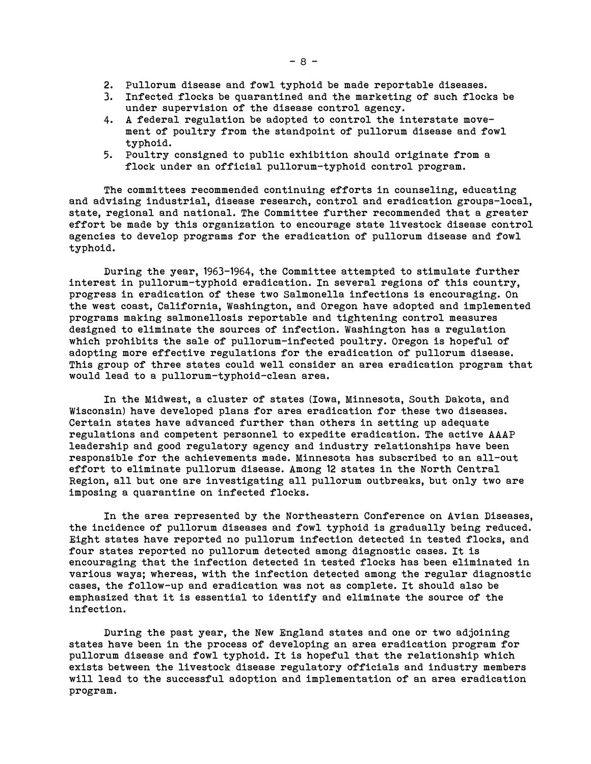2. Pullorum disease and fowl typhoid be made reportable diseases.
3. Infected flocks be quarantined and the marketing of such flocks be under supervision of the disease control agency.
4. A federal regulation be adopted to control the interstate movement of poultry from the standpoint of pullorum disease and fowl typhoid.
5. Poultry consigned to public exhibition should originate from a flock under an official pullorum-typhoid control program.

The committees recommended continuing efforts in counseling, educating and advising industrial, disease research, control and eradication groups-local, state, regional and national. The Committee further recommended that a greater effort be made by this organization to encourage state livestock disease control agencies to develop programs for the eradication of pullorum disease and fowl typhoid.

During the year, 1963-1964, the Committee attempted to stimulate further interest in pullorum-typhoid eradication. In several regions of this country, progress in eradication of these two Salmonella infections is encouraging. On the west coast, California, Washington, and Oregon have adopted and implemented programs making salmonellosis reportable and tightening control measures designed to eliminate the sources of infection. Washington has a regulation which prohibits the sale of pullorum-infected poultry. Oregon is hopeful of adopting more effective regulations for the eradication of pullorum disease. This group of three states could well consider an area eradication program that would lead to a pullorum-typhoid-clean area.

In the Midwest, a cluster of states (Iowa, Minnesota, South Dakota, and Wisconsin) have developed plans for area eradication for these two diseases. Certain states have advanced further than others in setting up adequate regulations and competent personnel to expedite eradication. The active AAAP leadership and good regulatory agency and industry relationships have been responsible for the achievements made. Minnesota has subscribed to an all-out effort to eliminate pullorum disease. Among 12 states in the North Central Region, all but one are investigating all pullorum outbreaks, but only two are imposing a quarantine on infected flocks.

In the area represented by the Northeastern Conference on Avian Diseases, the incidence of pullorum diseases and fowl typhoid is gradually being reduced. Eight states have reported no pullorum infection detected in tested flocks, and four states reported no pullorum detected among diagnostic cases. It is encouraging that the infection detected in tested flocks has been eliminated in various ways; whereas, with the infection detected among the regular diagnostic cases, the follow-up and eradication was not as complete. It should also be emphasized that it is essential to identify and eliminate the source of the infection.

During the past year, the New England states and one or two adjoining states have been in the process of developing an area eradication program for pullorum disease and fowl typhoid. It is hopeful that the relationship which exists between the livestock disease regulatory officials and industry members will lead to the successful adoption and implementation of an area eradication program.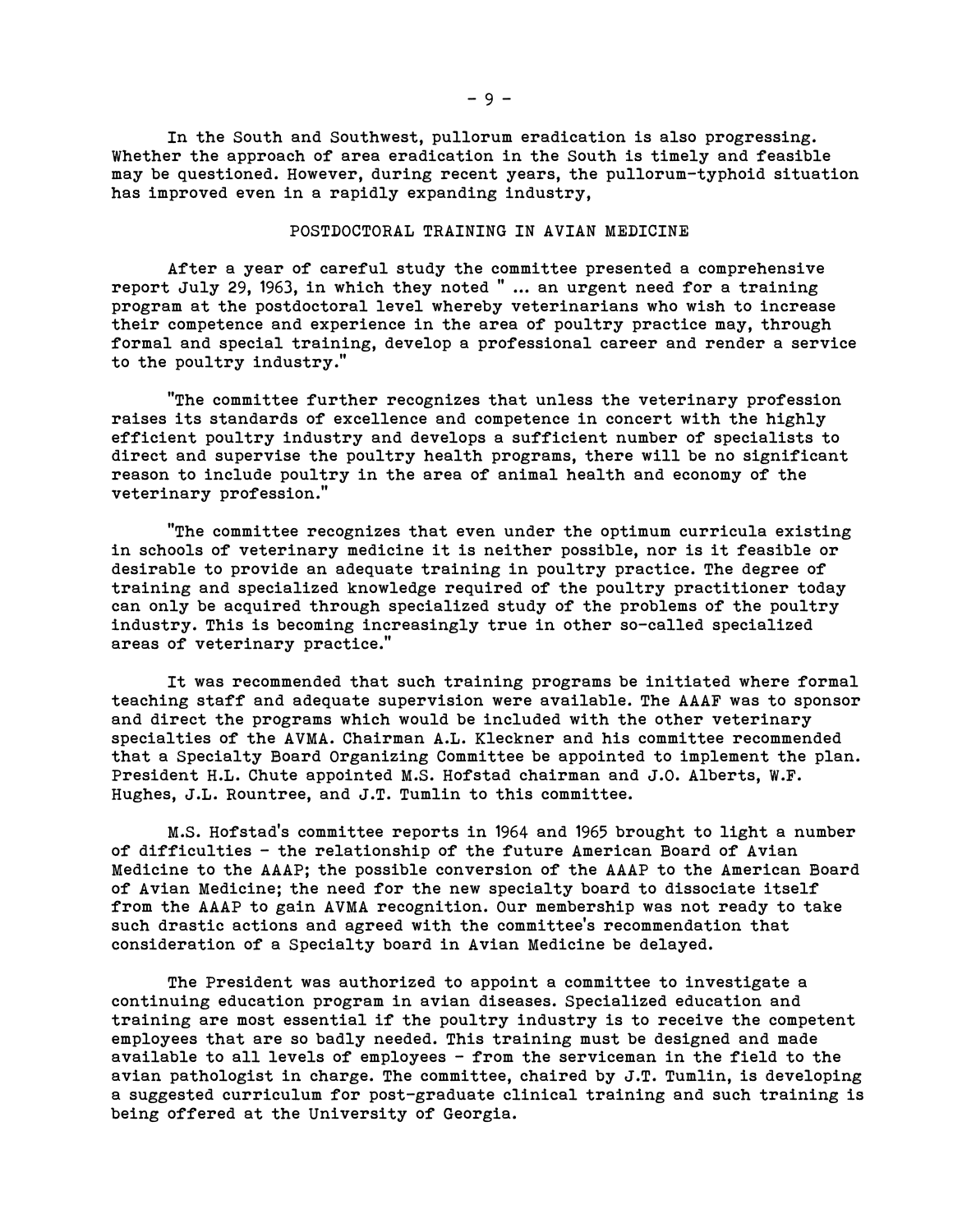In the South and Southwest, pullorum eradication is also progressing. Whether the approach of area eradication in the South is timely and feasible may be questioned. However, during recent years, the pullorum-typhoid situation has improved even in a rapidly expanding industry,

## POSTDOCTORAL TRAINING IN AVIAN MEDICINE

After a year of careful study the committee presented a comprehensive report July 29, 1963, in which they noted " ... an urgent need for a training program at the postdoctoral level whereby veterinarians who wish to increase their competence and experience in the area of poultry practice may, through formal and special training, develop a professional career and render a service to the poultry industry."

"The committee further recognizes that unless the veterinary profession raises its standards of excellence and competence in concert with the highly efficient poultry industry and develops a sufficient number of specialists to direct and supervise the poultry health programs, there will be no significant reason to include poultry in the area of animal health and economy of the veterinary profession."

"The committee recognizes that even under the optimum curricula existing in schools of veterinary medicine it is neither possible, nor is it feasible or desirable to provide an adequate training in poultry practice. The degree of training and specialized knowledge required of the poultry practitioner today can only be acquired through specialized study of the problems of the poultry industry. This is becoming increasingly true in other so-called specialized areas of veterinary practice."

It was recommended that such training programs be initiated where formal teaching staff and adequate supervision were available. The AAAF was to sponsor and direct the programs which would be included with the other veterinary specialties of the AVMA. Chairman A.L. Kleckner and his committee recommended that a Specialty Board Organizing Committee be appointed to implement the plan. President H.L. Chute appointed M.S. Hofstad chairman and J.O. Alberts, W.F. Hughes, J.L. Rountree, and J.T. Tumlin to this committee.

M.S. Hofstad's committee reports in 1964 and 1965 brought to light a number of difficulties - the relationship of the future American Board of Avian Medicine to the AAAP; the possible conversion of the AAAP to the American Board of Avian Medicine; the need for the new specialty board to dissociate itself from the AAAP to gain AVMA recognition. Our membership was not ready to take such drastic actions and agreed with the committee's recommendation that consideration of a Specialty board in Avian Medicine be delayed.

The President was authorized to appoint a committee to investigate a continuing education program in avian diseases. Specialized education and training are most essential if the poultry industry is to receive the competent employees that are so badly needed. This training must be designed and made available to all levels of employees - from the serviceman in the field to the avian pathologist in charge. The committee, chaired by J.T. Tumlin, is developing a suggested curriculum for post-graduate clinical training and such training is being offered at the University of Georgia.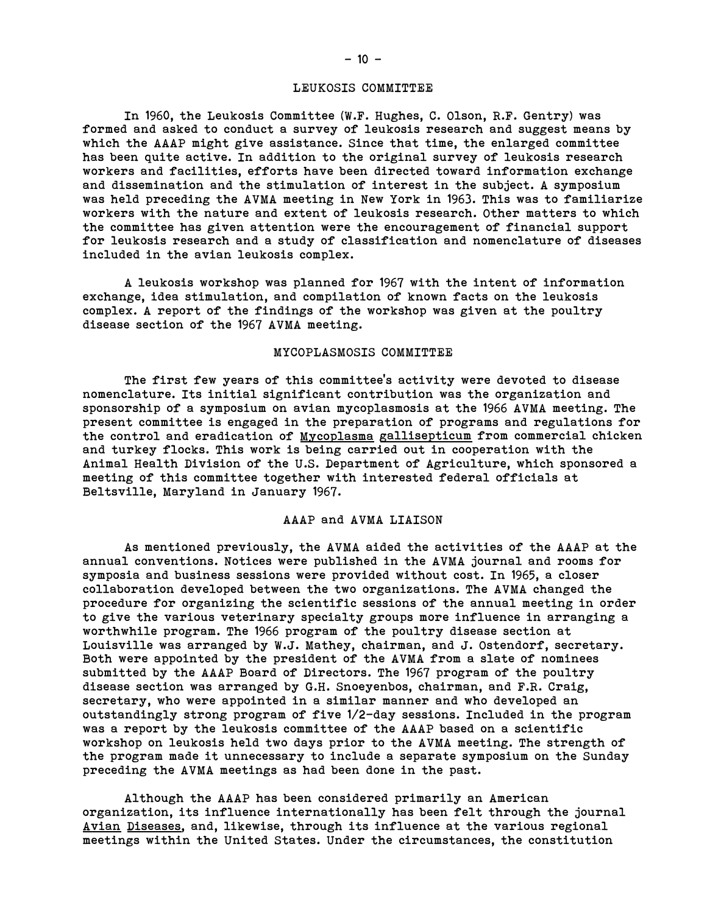## LEUKOSIS COMMITTEE

In 1960, the Leukosis Committee (W.F. Hughes, C. Olson, R.F. Gentry) was formed and asked to conduct a survey of leukosis research and suggest means by which the AAAP might give assistance. Since that time, the enlarged committee has been quite active. In addition to the original survey of leukosis research workers and facilities, efforts have been directed toward information exchange and dissemination and the stimulation of interest in the subject. A symposium was held preceding the AVMA meeting in New York in 1963. This was to familiarize workers with the nature and extent of leukosis research. Other matters to which the committee has given attention were the encouragement of financial support for leukosis research and a study of classification and nomenclature of diseases included in the avian leukosis complex.

A leukosis workshop was planned for 1967 with the intent of information exchange, idea stimulation, and compilation of known facts on the leukosis complex. A report of the findings of the workshop was given at the poultry disease section of the 1967 AVMA meeting.

## MYCOPLASMOSIS COMMITTEE

The first few years of this committee's activity were devoted to disease nomenclature. Its initial significant contribution was the organization and sponsorship of a symposium on avian mycoplasmosis at the 1966 AVMA meeting. The present committee is engaged in the preparation of programs and regulations for the control and eradication of *Mycoplasma gallisepticum* from commercial chicken and turkey flocks. This work is being carried out in cooperation with the Animal Health Division of the U.S. Department of Agriculture, which sponsored a meeting of this committee together with interested federal officials at Beltsville, Maryland in January 1967.

## AAAP and AVMA LIAISON

As mentioned previously, the AVMA aided the activities of the AAAP at the annual conventions. Notices were published in the AVMA journal and rooms for symposia and business sessions were provided without cost. In 1965, a closer collaboration developed between the two organizations. The AVMA changed the procedure for organizing the scientific sessions of the annual meeting in order to give the various veterinary specialty groups more influence in arranging a worthwhile program. The 1966 program of the poultry disease section at Louisville was arranged by W.J. Mathey, chairman, and J. Ostendorf, secretary. Both were appointed by the president of the AVMA from a slate of nominees submitted by the AAAP Board of Directors. The 1967 program of the poultry disease section was arranged by G.H. Snoeyenbos, chairman, and F.R. Craig, secretary, who were appointed in a similar manner and who developed an outstandingly strong program of five 1/2-day sessions. Included in the program was a report by the leukosis committee of the AAAP based on a scientific workshop on leukosis held two days prior to the AVMA meeting. The strength of the program made it unnecessary to include a separate symposium on the Sunday preceding the AVMA meetings as had been done in the past.

Although the AAAP has been considered primarily an American organization, its influence internationally has been felt through the journal *Avian Diseases*, and, likewise, through its influence at the various regional meetings within the United States. Under the circumstances, the constitution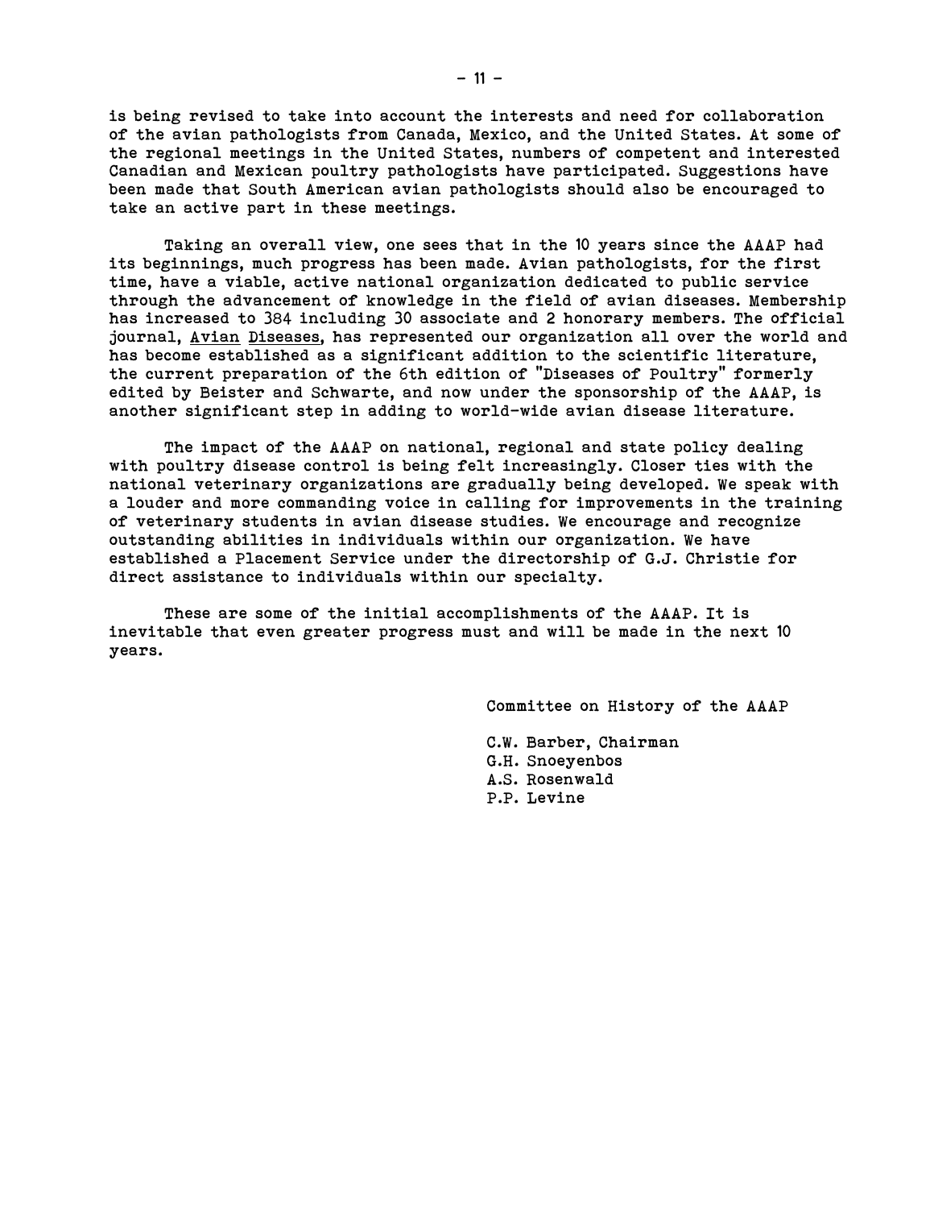is being revised to take into account the interests and need for collaboration of the avian pathologists from Canada, Mexico, and the United States. At some of the regional meetings in the United States, numbers of competent and interested Canadian and Mexican poultry pathologists have participated. Suggestions have been made that South American avian pathologists should also be encouraged to take an active part in these meetings.

Taking an overall view, one sees that in the 10 years since the AAAP had its beginnings, much progress has been made. Avian pathologists, for the first time, have a viable, active national organization dedicated to public service through the advancement of knowledge in the field of avian diseases. Membership has increased to 384 including 30 associate and 2 honorary members. The official journal, Avian Diseases, has represented our organization all over the world and has become established as a significant addition to the scientific literature, the current preparation of the 6th edition of "Diseases of Poultry" formerly edited by Beister and Schwarte, and now under the sponsorship of the AAAP, is another significant step in adding to world-wide avian disease literature.

The impact of the AAAP on national, regional and state policy dealing with poultry disease control is being felt increasingly. Closer ties with the national veterinary organizations are gradually being developed. We speak with a louder and more commanding voice in calling for improvements in the training of veterinary students in avian disease studies. We encourage and recognize outstanding abilities in individuals within our organization. We have established a Placement Service under the directorship of G.J. Christie for direct assistance to individuals within our specialty.

These are some of the initial accomplishments of the AAAP. It is inevitable that even greater progress must and will be made in the next 10 years.

Committee on History of the AAAP

C.W. Barber, Chairman
G.H. Snoeyenbos
A.S. Rosenwald
P.P. Levine